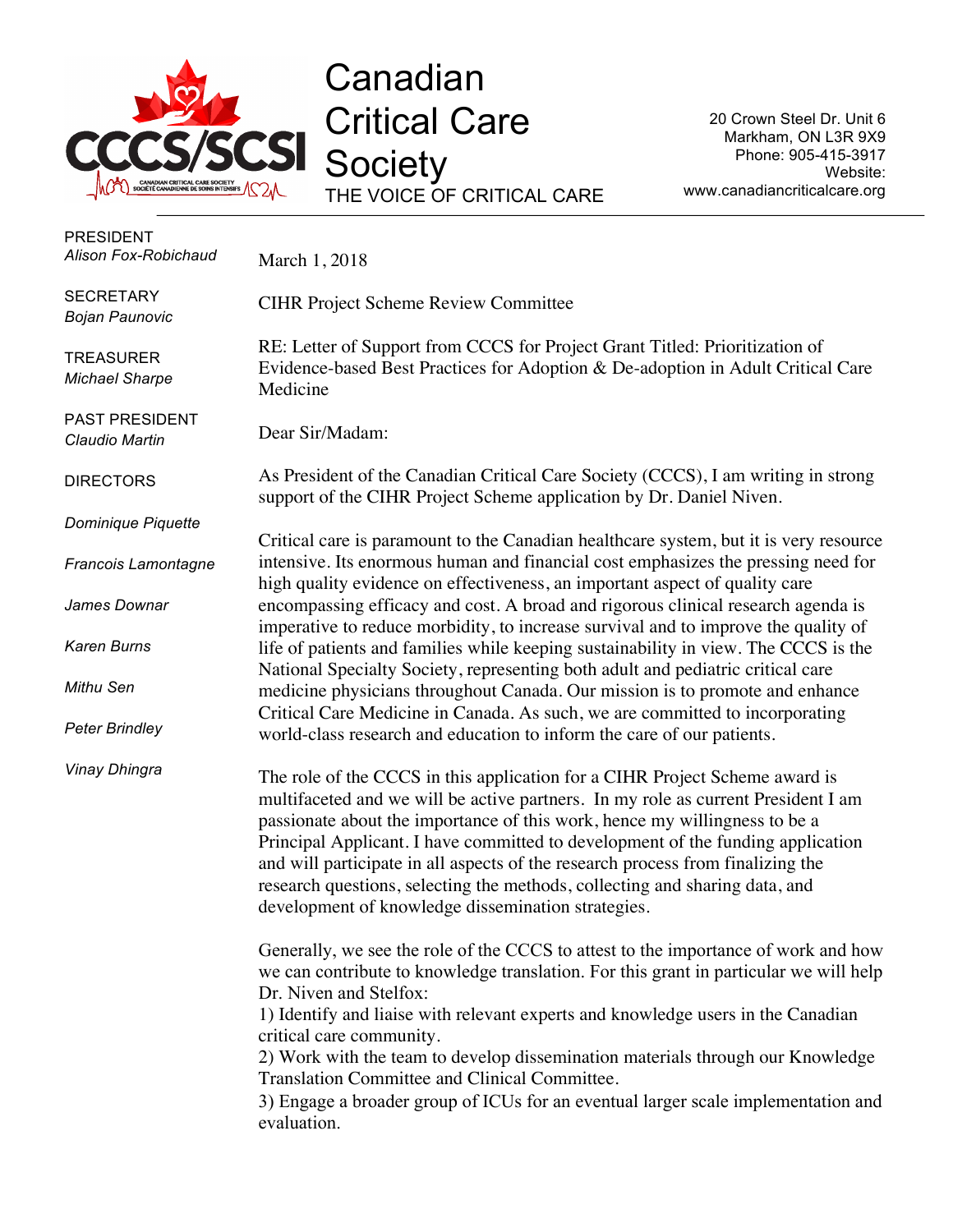# Canadian Critical Care Society

THE VOICE OF CRITICAL CARE

20 Crown Steel Dr. Unit 6
Markham, ON L3R 9X9
Phone: 905-415-3917
Website:
www.canadiancriticalcare.org

PRESIDENT
*Alison Fox-Robichaud*

SECRETARY
*Bojan Paunovic*

TREASURER
*Michael Sharpe*

PAST PRESIDENT
*Claudio Martin*

DIRECTORS

*Dominique Piquette*

*Francois Lamontagne*

*James Downar*

*Karen Burns*

*Mithu Sen*

*Peter Brindley*

*Vinay Dhingra*

March 1, 2018

CIHR Project Scheme Review Committee

RE: Letter of Support from CCCS for Project Grant Titled: Prioritization of Evidence-based Best Practices for Adoption & De-adoption in Adult Critical Care Medicine

Dear Sir/Madam:

As President of the Canadian Critical Care Society (CCCS), I am writing in strong support of the CIHR Project Scheme application by Dr. Daniel Niven.

Critical care is paramount to the Canadian healthcare system, but it is very resource intensive. Its enormous human and financial cost emphasizes the pressing need for high quality evidence on effectiveness, an important aspect of quality care encompassing efficacy and cost. A broad and rigorous clinical research agenda is imperative to reduce morbidity, to increase survival and to improve the quality of life of patients and families while keeping sustainability in view. The CCCS is the National Specialty Society, representing both adult and pediatric critical care medicine physicians throughout Canada. Our mission is to promote and enhance Critical Care Medicine in Canada. As such, we are committed to incorporating world-class research and education to inform the care of our patients.

The role of the CCCS in this application for a CIHR Project Scheme award is multifaceted and we will be active partners. In my role as current President I am passionate about the importance of this work, hence my willingness to be a Principal Applicant. I have committed to development of the funding application and will participate in all aspects of the research process from finalizing the research questions, selecting the methods, collecting and sharing data, and development of knowledge dissemination strategies.

Generally, we see the role of the CCCS to attest to the importance of work and how we can contribute to knowledge translation. For this grant in particular we will help Dr. Niven and Stelfox:
1) Identify and liaise with relevant experts and knowledge users in the Canadian critical care community.
2) Work with the team to develop dissemination materials through our Knowledge Translation Committee and Clinical Committee.
3) Engage a broader group of ICUs for an eventual larger scale implementation and evaluation.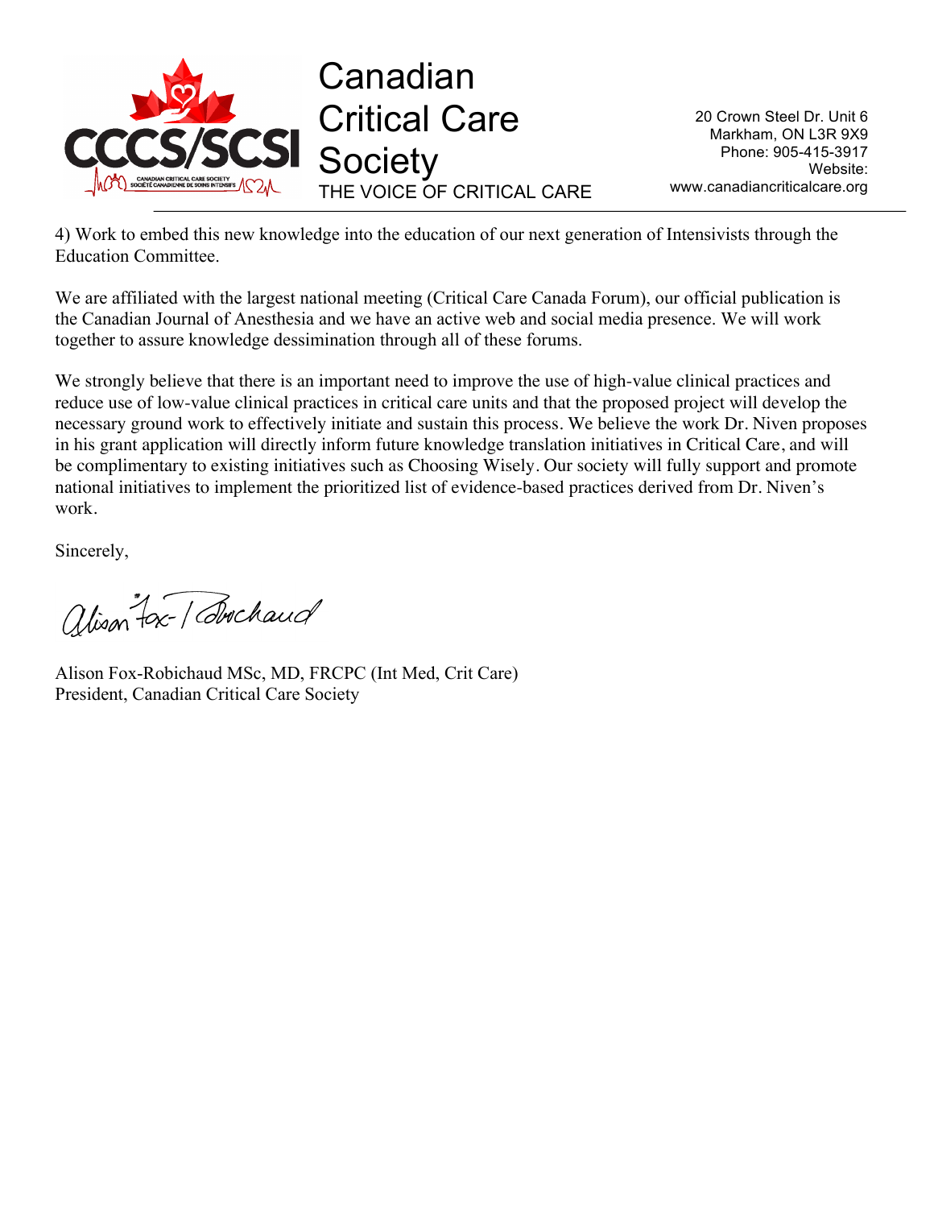4) Work to embed this new knowledge into the education of our next generation of Intensivists through the Education Committee.

We are affiliated with the largest national meeting (Critical Care Canada Forum), our official publication is the Canadian Journal of Anesthesia and we have an active web and social media presence. We will work together to assure knowledge dessimination through all of these forums.

We strongly believe that there is an important need to improve the use of high-value clinical practices and reduce use of low-value clinical practices in critical care units and that the proposed project will develop the necessary ground work to effectively initiate and sustain this process. We believe the work Dr. Niven proposes in his grant application will directly inform future knowledge translation initiatives in Critical Care, and will be complimentary to existing initiatives such as Choosing Wisely. Our society will fully support and promote national initiatives to implement the prioritized list of evidence-based practices derived from Dr. Niven's work.

Sincerely,

Alison Fox-Robichaud

Alison Fox-Robichaud MSc, MD, FRCPC (Int Med, Crit Care)
President, Canadian Critical Care Society